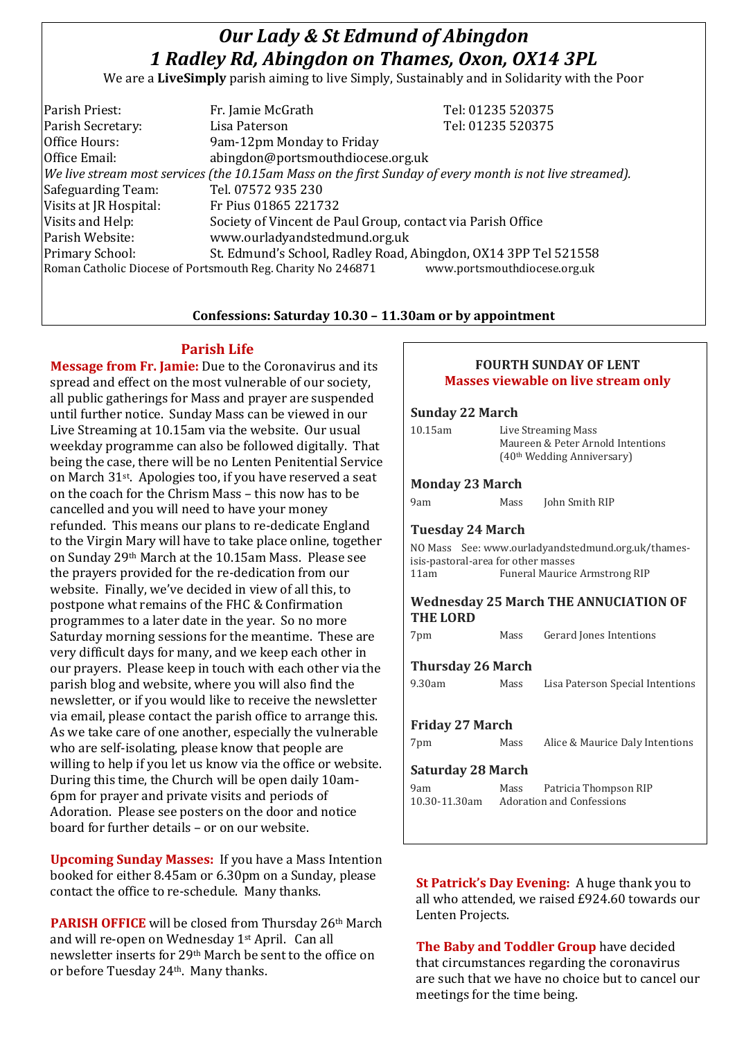# *Our Lady & St Edmund of Abingdon*
# *1 Radley Rd, Abingdon on Thames, Oxon, OX14 3PL*

We are a **LiveSimply** parish aiming to live Simply, Sustainably and in Solidarity with the Poor

| | | |
|---|---|---|
| Parish Priest: | Fr. Jamie McGrath | Tel: 01235 520375 |
| Parish Secretary: | Lisa Paterson | Tel: 01235 520375 |
| Office Hours: | 9am-12pm Monday to Friday | |
| Office Email: | abingdon@portsmouthdiocese.org.uk | |

*We live stream most services (the 10.15am Mass on the first Sunday of every month is not live streamed).*

| | |
|---|---|
| Safeguarding Team: | Tel. 07572 935 230 |
| Visits at JR Hospital: | Fr Pius 01865 221732 |
| Visits and Help: | Society of Vincent de Paul Group, contact via Parish Office |
| Parish Website: | www.ourladyandstedmund.org.uk |
| Primary School: | St. Edmund's School, Radley Road, Abingdon, OX14 3PP Tel 521558 |

Roman Catholic Diocese of Portsmouth Reg. Charity No 246871 www.portsmouthdiocese.org.uk

**Confessions: Saturday 10.30 – 11.30am or by appointment**

## Parish Life

**Message from Fr. Jamie:** Due to the Coronavirus and its spread and effect on the most vulnerable of our society, all public gatherings for Mass and prayer are suspended until further notice. Sunday Mass can be viewed in our Live Streaming at 10.15am via the website. Our usual weekday programme can also be followed digitally. That being the case, there will be no Lenten Penitential Service on March 31st. Apologies too, if you have reserved a seat on the coach for the Chrism Mass – this now has to be cancelled and you will need to have your money refunded. This means our plans to re-dedicate England to the Virgin Mary will have to take place online, together on Sunday 29th March at the 10.15am Mass. Please see the prayers provided for the re-dedication from our website. Finally, we've decided in view of all this, to postpone what remains of the FHC & Confirmation programmes to a later date in the year. So no more Saturday morning sessions for the meantime. These are very difficult days for many, and we keep each other in our prayers. Please keep in touch with each other via the parish blog and website, where you will also find the newsletter, or if you would like to receive the newsletter via email, please contact the parish office to arrange this. As we take care of one another, especially the vulnerable who are self-isolating, please know that people are willing to help if you let us know via the office or website. During this time, the Church will be open daily 10am-6pm for prayer and private visits and periods of Adoration. Please see posters on the door and notice board for further details – or on our website.

**Upcoming Sunday Masses:** If you have a Mass Intention booked for either 8.45am or 6.30pm on a Sunday, please contact the office to re-schedule. Many thanks.

**PARISH OFFICE** will be closed from Thursday 26th March and will re-open on Wednesday 1st April. Can all newsletter inserts for 29th March be sent to the office on or before Tuesday 24th. Many thanks.

### FOURTH SUNDAY OF LENT
**Masses viewable on live stream only**

**Sunday 22 March**
10.15am — Live Streaming Mass — Maureen & Peter Arnold Intentions (40th Wedding Anniversary)

**Monday 23 March**
9am — Mass — John Smith RIP

**Tuesday 24 March**
NO Mass See: www.ourladyandstedmund.org.uk/thames-isis-pastoral-area for other masses
11am — Funeral Maurice Armstrong RIP

**Wednesday 25 March THE ANNUCIATION OF THE LORD**
7pm — Mass — Gerard Jones Intentions

**Thursday 26 March**
9.30am — Mass — Lisa Paterson Special Intentions

**Friday 27 March**
7pm — Mass — Alice & Maurice Daly Intentions

**Saturday 28 March**
9am — Mass — Patricia Thompson RIP
10.30-11.30am — Adoration and Confessions

**St Patrick's Day Evening:** A huge thank you to all who attended, we raised £924.60 towards our Lenten Projects.

**The Baby and Toddler Group** have decided that circumstances regarding the coronavirus are such that we have no choice but to cancel our meetings for the time being.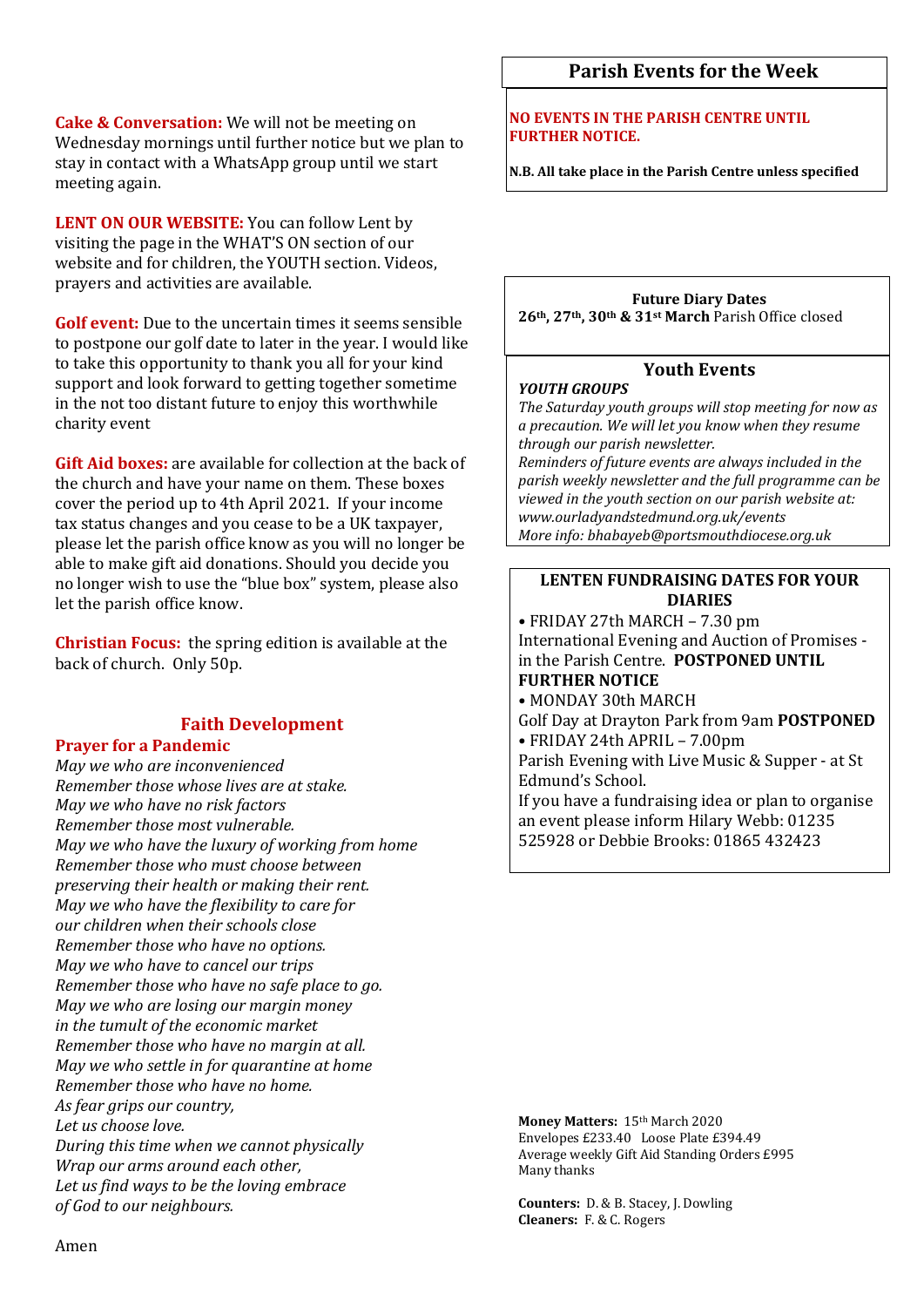**Cake & Conversation:** We will not be meeting on Wednesday mornings until further notice but we plan to stay in contact with a WhatsApp group until we start meeting again.

**LENT ON OUR WEBSITE:** You can follow Lent by visiting the page in the WHAT'S ON section of our website and for children, the YOUTH section. Videos, prayers and activities are available.

**Golf event:** Due to the uncertain times it seems sensible to postpone our golf date to later in the year. I would like to take this opportunity to thank you all for your kind support and look forward to getting together sometime in the not too distant future to enjoy this worthwhile charity event

**Gift Aid boxes:** are available for collection at the back of the church and have your name on them. These boxes cover the period up to 4th April 2021. If your income tax status changes and you cease to be a UK taxpayer, please let the parish office know as you will no longer be able to make gift aid donations. Should you decide you no longer wish to use the "blue box" system, please also let the parish office know.

**Christian Focus:** the spring edition is available at the back of church. Only 50p.

## Faith Development

### Prayer for a Pandemic

*May we who are inconvenienced*
*Remember those whose lives are at stake.*
*May we who have no risk factors*
*Remember those most vulnerable.*
*May we who have the luxury of working from home*
*Remember those who must choose between*
*preserving their health or making their rent.*
*May we who have the flexibility to care for*
*our children when their schools close*
*Remember those who have no options.*
*May we who have to cancel our trips*
*Remember those who have no safe place to go.*
*May we who are losing our margin money*
*in the tumult of the economic market*
*Remember those who have no margin at all.*
*May we who settle in for quarantine at home*
*Remember those who have no home.*
*As fear grips our country,*
*Let us choose love.*
*During this time when we cannot physically*
*Wrap our arms around each other,*
*Let us find ways to be the loving embrace*
*of God to our neighbours.*

Amen

## Parish Events for the Week

**NO EVENTS IN THE PARISH CENTRE UNTIL FURTHER NOTICE.**

**N.B. All take place in the Parish Centre unless specified**

**Future Diary Dates**
**26th, 27th, 30th & 31st March** Parish Office closed

## Youth Events

***YOUTH GROUPS***
*The Saturday youth groups will stop meeting for now as a precaution. We will let you know when they resume through our parish newsletter.*
*Reminders of future events are always included in the parish weekly newsletter and the full programme can be viewed in the youth section on our parish website at: www.ourladyandstedmund.org.uk/events*
*More info: bhabayeb@portsmouthdiocese.org.uk*

**LENTEN FUNDRAISING DATES FOR YOUR DIARIES**

- FRIDAY 27th MARCH – 7.30 pm
International Evening and Auction of Promises - in the Parish Centre. **POSTPONED UNTIL FURTHER NOTICE**
- MONDAY 30th MARCH
Golf Day at Drayton Park from 9am **POSTPONED**
- FRIDAY 24th APRIL – 7.00pm
Parish Evening with Live Music & Supper - at St Edmund's School.

If you have a fundraising idea or plan to organise an event please inform Hilary Webb: 01235 525928 or Debbie Brooks: 01865 432423

**Money Matters:** 15th March 2020
Envelopes £233.40 Loose Plate £394.49
Average weekly Gift Aid Standing Orders £995
Many thanks

**Counters:** D. & B. Stacey, J. Dowling
**Cleaners:** F. & C. Rogers